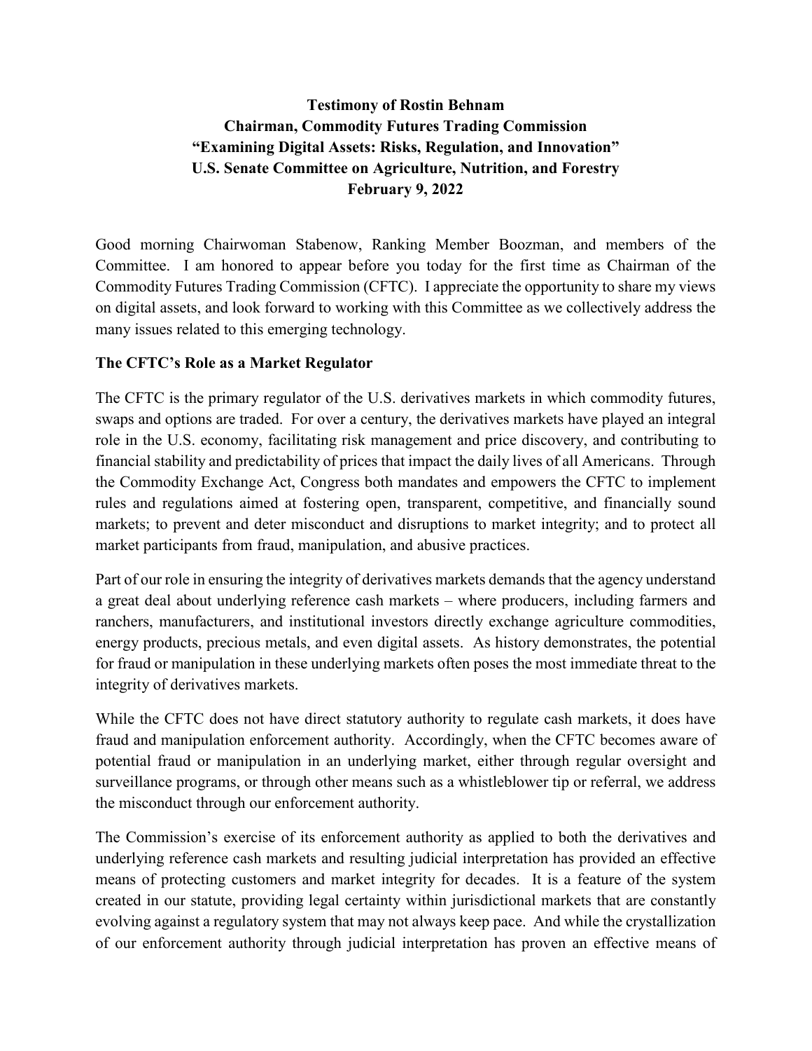**Testimony of Rostin Behnam**
**Chairman, Commodity Futures Trading Commission**
**"Examining Digital Assets: Risks, Regulation, and Innovation"**
**U.S. Senate Committee on Agriculture, Nutrition, and Forestry**
**February 9, 2022**

Good morning Chairwoman Stabenow, Ranking Member Boozman, and members of the Committee. I am honored to appear before you today for the first time as Chairman of the Commodity Futures Trading Commission (CFTC). I appreciate the opportunity to share my views on digital assets, and look forward to working with this Committee as we collectively address the many issues related to this emerging technology.

## The CFTC's Role as a Market Regulator

The CFTC is the primary regulator of the U.S. derivatives markets in which commodity futures, swaps and options are traded. For over a century, the derivatives markets have played an integral role in the U.S. economy, facilitating risk management and price discovery, and contributing to financial stability and predictability of prices that impact the daily lives of all Americans. Through the Commodity Exchange Act, Congress both mandates and empowers the CFTC to implement rules and regulations aimed at fostering open, transparent, competitive, and financially sound markets; to prevent and deter misconduct and disruptions to market integrity; and to protect all market participants from fraud, manipulation, and abusive practices.

Part of our role in ensuring the integrity of derivatives markets demands that the agency understand a great deal about underlying reference cash markets – where producers, including farmers and ranchers, manufacturers, and institutional investors directly exchange agriculture commodities, energy products, precious metals, and even digital assets. As history demonstrates, the potential for fraud or manipulation in these underlying markets often poses the most immediate threat to the integrity of derivatives markets.

While the CFTC does not have direct statutory authority to regulate cash markets, it does have fraud and manipulation enforcement authority. Accordingly, when the CFTC becomes aware of potential fraud or manipulation in an underlying market, either through regular oversight and surveillance programs, or through other means such as a whistleblower tip or referral, we address the misconduct through our enforcement authority.

The Commission's exercise of its enforcement authority as applied to both the derivatives and underlying reference cash markets and resulting judicial interpretation has provided an effective means of protecting customers and market integrity for decades. It is a feature of the system created in our statute, providing legal certainty within jurisdictional markets that are constantly evolving against a regulatory system that may not always keep pace. And while the crystallization of our enforcement authority through judicial interpretation has proven an effective means of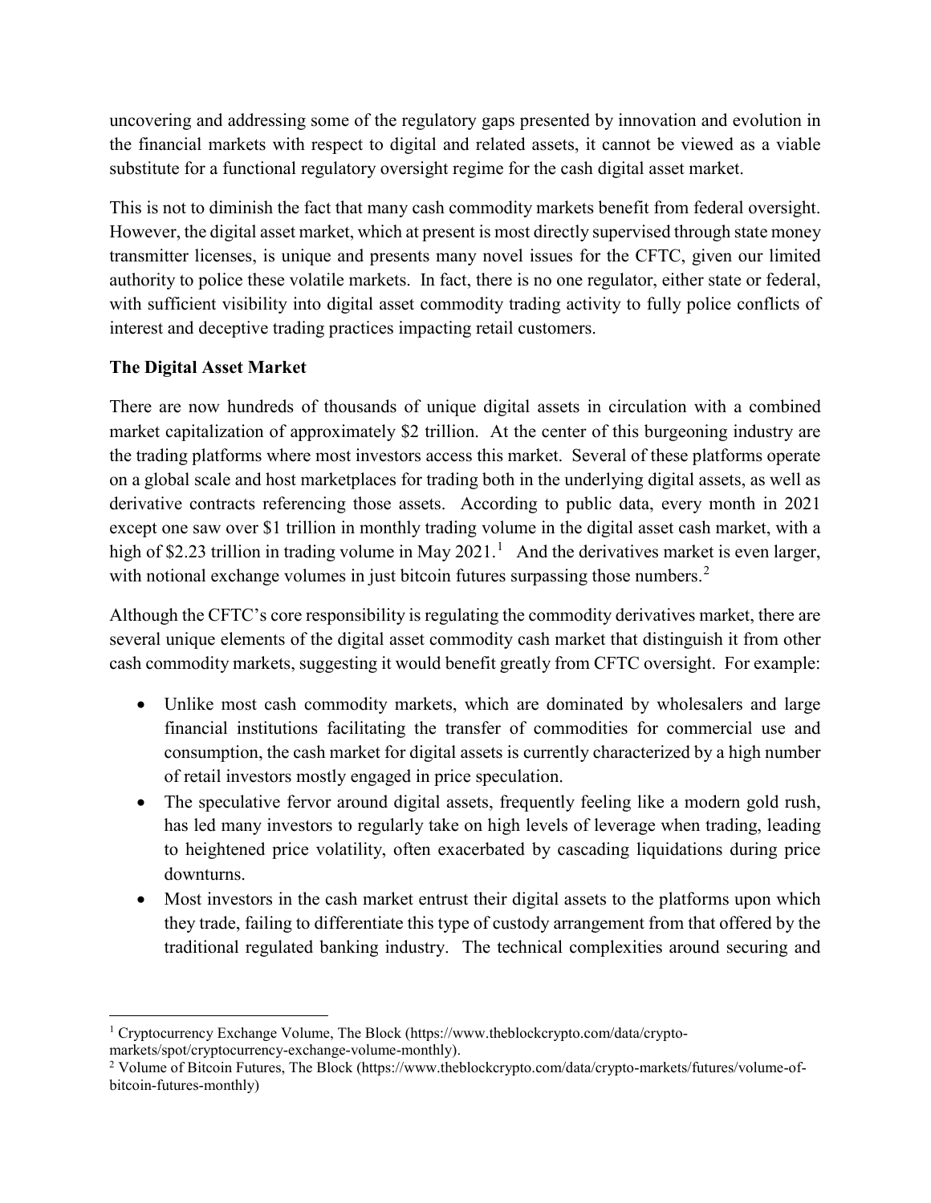uncovering and addressing some of the regulatory gaps presented by innovation and evolution in the financial markets with respect to digital and related assets, it cannot be viewed as a viable substitute for a functional regulatory oversight regime for the cash digital asset market.

This is not to diminish the fact that many cash commodity markets benefit from federal oversight. However, the digital asset market, which at present is most directly supervised through state money transmitter licenses, is unique and presents many novel issues for the CFTC, given our limited authority to police these volatile markets. In fact, there is no one regulator, either state or federal, with sufficient visibility into digital asset commodity trading activity to fully police conflicts of interest and deceptive trading practices impacting retail customers.

**The Digital Asset Market**

There are now hundreds of thousands of unique digital assets in circulation with a combined market capitalization of approximately $2 trillion. At the center of this burgeoning industry are the trading platforms where most investors access this market. Several of these platforms operate on a global scale and host marketplaces for trading both in the underlying digital assets, as well as derivative contracts referencing those assets. According to public data, every month in 2021 except one saw over $1 trillion in monthly trading volume in the digital asset cash market, with a high of $2.23 trillion in trading volume in May 2021.[1] And the derivatives market is even larger, with notional exchange volumes in just bitcoin futures surpassing those numbers.[2]

Although the CFTC's core responsibility is regulating the commodity derivatives market, there are several unique elements of the digital asset commodity cash market that distinguish it from other cash commodity markets, suggesting it would benefit greatly from CFTC oversight. For example:

- Unlike most cash commodity markets, which are dominated by wholesalers and large financial institutions facilitating the transfer of commodities for commercial use and consumption, the cash market for digital assets is currently characterized by a high number of retail investors mostly engaged in price speculation.
- The speculative fervor around digital assets, frequently feeling like a modern gold rush, has led many investors to regularly take on high levels of leverage when trading, leading to heightened price volatility, often exacerbated by cascading liquidations during price downturns.
- Most investors in the cash market entrust their digital assets to the platforms upon which they trade, failing to differentiate this type of custody arrangement from that offered by the traditional regulated banking industry. The technical complexities around securing and

---

[1] Cryptocurrency Exchange Volume, The Block (https://www.theblockcrypto.com/data/crypto-markets/spot/cryptocurrency-exchange-volume-monthly).

[2] Volume of Bitcoin Futures, The Block (https://www.theblockcrypto.com/data/crypto-markets/futures/volume-of-bitcoin-futures-monthly)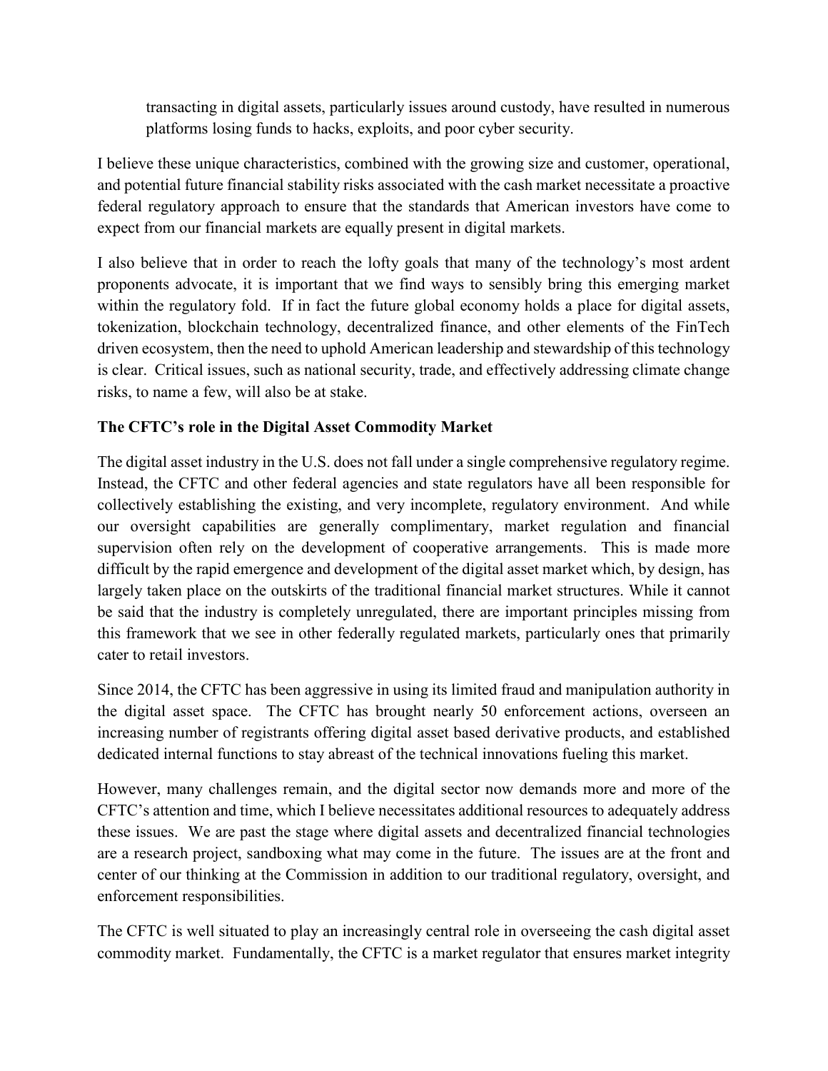transacting in digital assets, particularly issues around custody, have resulted in numerous platforms losing funds to hacks, exploits, and poor cyber security.

I believe these unique characteristics, combined with the growing size and customer, operational, and potential future financial stability risks associated with the cash market necessitate a proactive federal regulatory approach to ensure that the standards that American investors have come to expect from our financial markets are equally present in digital markets.

I also believe that in order to reach the lofty goals that many of the technology's most ardent proponents advocate, it is important that we find ways to sensibly bring this emerging market within the regulatory fold. If in fact the future global economy holds a place for digital assets, tokenization, blockchain technology, decentralized finance, and other elements of the FinTech driven ecosystem, then the need to uphold American leadership and stewardship of this technology is clear. Critical issues, such as national security, trade, and effectively addressing climate change risks, to name a few, will also be at stake.

**The CFTC's role in the Digital Asset Commodity Market**

The digital asset industry in the U.S. does not fall under a single comprehensive regulatory regime. Instead, the CFTC and other federal agencies and state regulators have all been responsible for collectively establishing the existing, and very incomplete, regulatory environment. And while our oversight capabilities are generally complimentary, market regulation and financial supervision often rely on the development of cooperative arrangements. This is made more difficult by the rapid emergence and development of the digital asset market which, by design, has largely taken place on the outskirts of the traditional financial market structures. While it cannot be said that the industry is completely unregulated, there are important principles missing from this framework that we see in other federally regulated markets, particularly ones that primarily cater to retail investors.

Since 2014, the CFTC has been aggressive in using its limited fraud and manipulation authority in the digital asset space. The CFTC has brought nearly 50 enforcement actions, overseen an increasing number of registrants offering digital asset based derivative products, and established dedicated internal functions to stay abreast of the technical innovations fueling this market.

However, many challenges remain, and the digital sector now demands more and more of the CFTC's attention and time, which I believe necessitates additional resources to adequately address these issues. We are past the stage where digital assets and decentralized financial technologies are a research project, sandboxing what may come in the future. The issues are at the front and center of our thinking at the Commission in addition to our traditional regulatory, oversight, and enforcement responsibilities.

The CFTC is well situated to play an increasingly central role in overseeing the cash digital asset commodity market. Fundamentally, the CFTC is a market regulator that ensures market integrity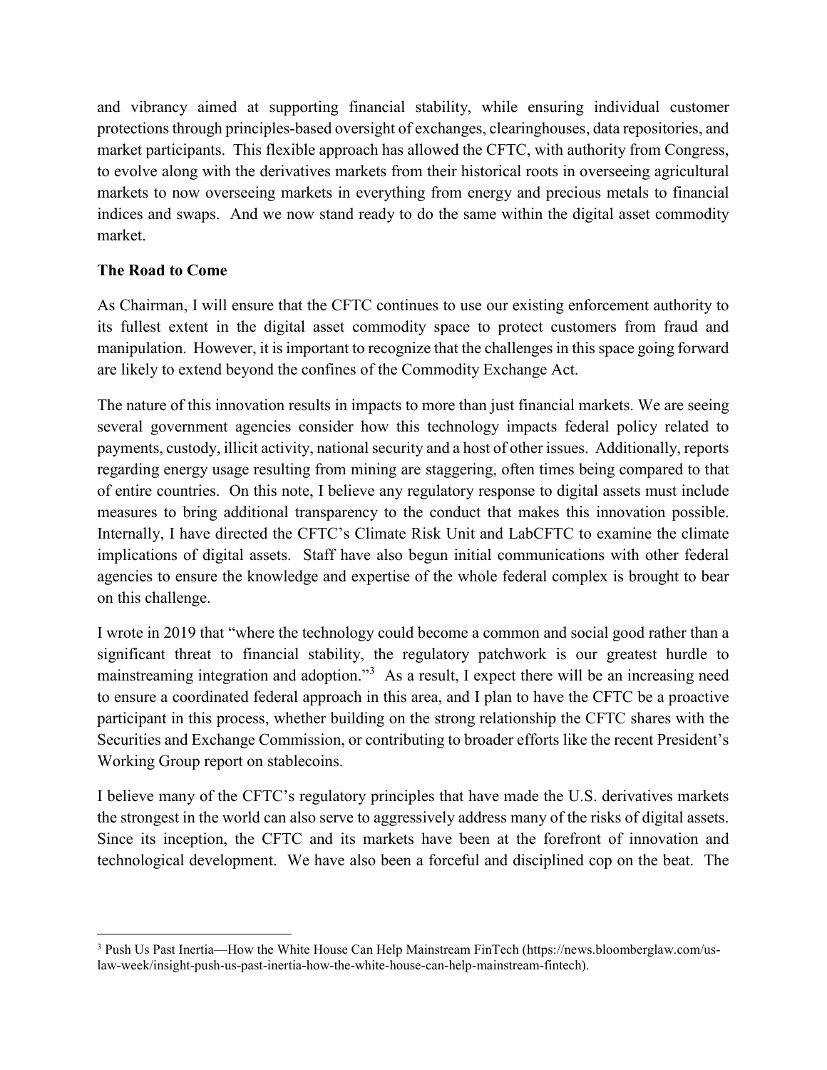and vibrancy aimed at supporting financial stability, while ensuring individual customer protections through principles-based oversight of exchanges, clearinghouses, data repositories, and market participants. This flexible approach has allowed the CFTC, with authority from Congress, to evolve along with the derivatives markets from their historical roots in overseeing agricultural markets to now overseeing markets in everything from energy and precious metals to financial indices and swaps. And we now stand ready to do the same within the digital asset commodity market.

**The Road to Come**

As Chairman, I will ensure that the CFTC continues to use our existing enforcement authority to its fullest extent in the digital asset commodity space to protect customers from fraud and manipulation. However, it is important to recognize that the challenges in this space going forward are likely to extend beyond the confines of the Commodity Exchange Act.

The nature of this innovation results in impacts to more than just financial markets. We are seeing several government agencies consider how this technology impacts federal policy related to payments, custody, illicit activity, national security and a host of other issues. Additionally, reports regarding energy usage resulting from mining are staggering, often times being compared to that of entire countries. On this note, I believe any regulatory response to digital assets must include measures to bring additional transparency to the conduct that makes this innovation possible. Internally, I have directed the CFTC's Climate Risk Unit and LabCFTC to examine the climate implications of digital assets. Staff have also begun initial communications with other federal agencies to ensure the knowledge and expertise of the whole federal complex is brought to bear on this challenge.

I wrote in 2019 that "where the technology could become a common and social good rather than a significant threat to financial stability, the regulatory patchwork is our greatest hurdle to mainstreaming integration and adoption."[3] As a result, I expect there will be an increasing need to ensure a coordinated federal approach in this area, and I plan to have the CFTC be a proactive participant in this process, whether building on the strong relationship the CFTC shares with the Securities and Exchange Commission, or contributing to broader efforts like the recent President's Working Group report on stablecoins.

I believe many of the CFTC's regulatory principles that have made the U.S. derivatives markets the strongest in the world can also serve to aggressively address many of the risks of digital assets. Since its inception, the CFTC and its markets have been at the forefront of innovation and technological development. We have also been a forceful and disciplined cop on the beat. The

---

[3] Push Us Past Inertia—How the White House Can Help Mainstream FinTech (https://news.bloomberglaw.com/us-law-week/insight-push-us-past-inertia-how-the-white-house-can-help-mainstream-fintech).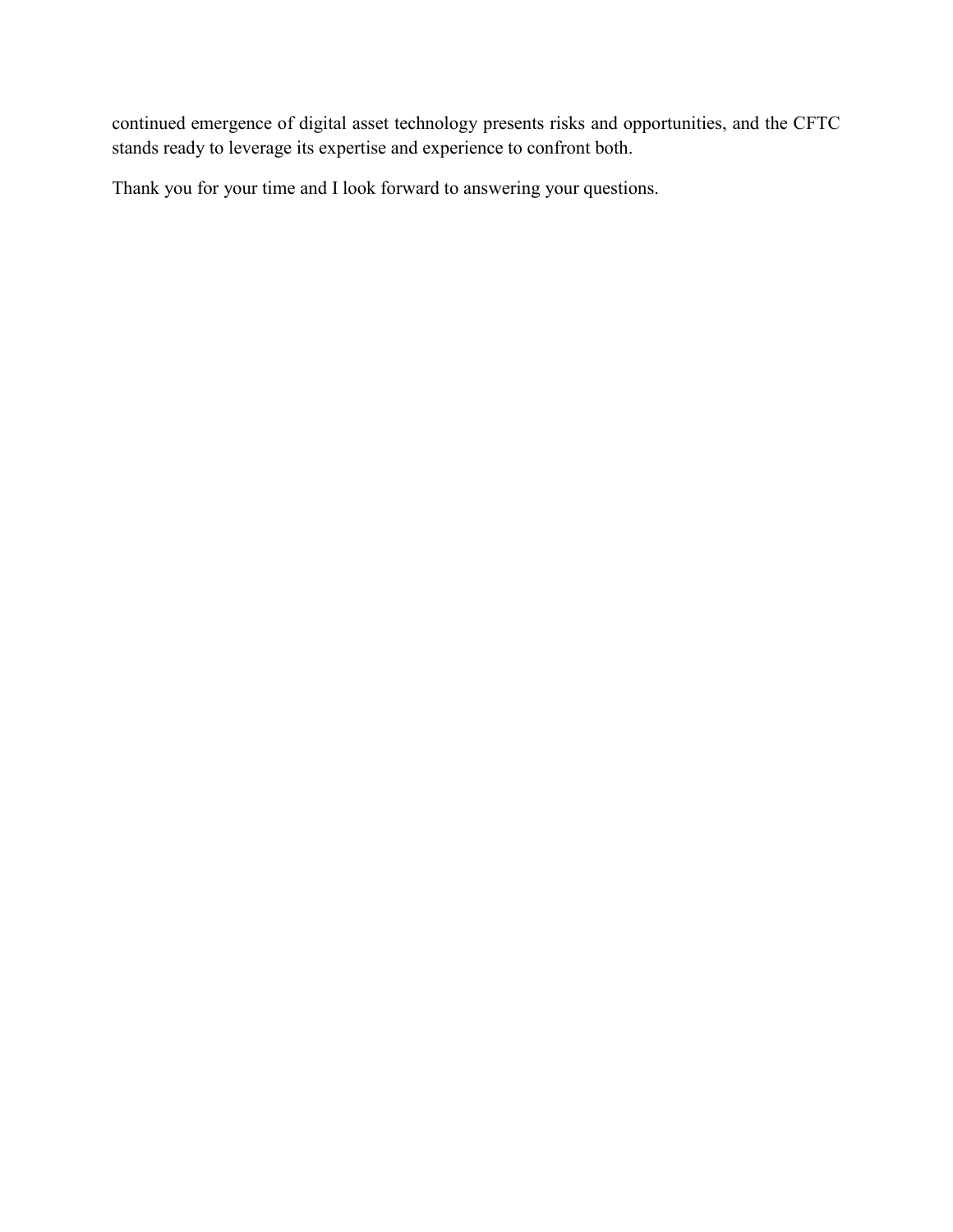continued emergence of digital asset technology presents risks and opportunities, and the CFTC stands ready to leverage its expertise and experience to confront both.

Thank you for your time and I look forward to answering your questions.